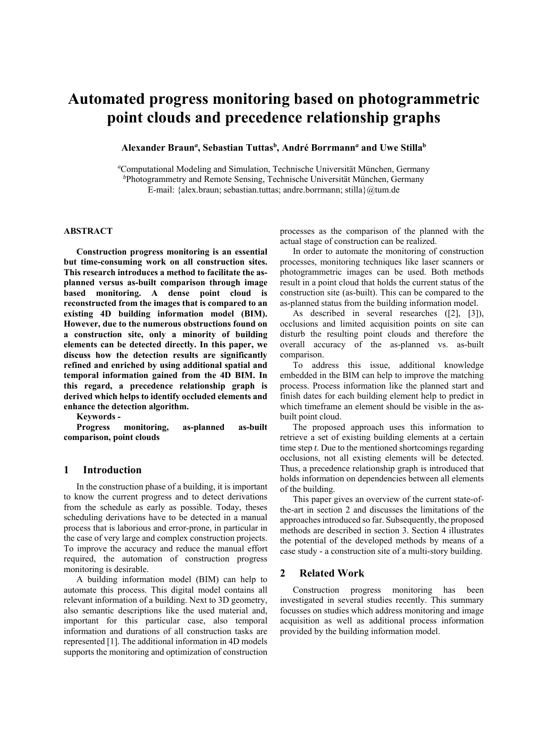# Automated progress monitoring based on photogrammetric point clouds and precedence relationship graphs

**Alexander Braun[a], Sebastian Tuttas[b], André Borrmann[a] and Uwe Stilla[b]**

[a]Computational Modeling and Simulation, Technische Universität München, Germany
[b]Photogrammetry and Remote Sensing, Technische Universität München, Germany
E-mail: {alex.braun; sebastian.tuttas; andre.borrmann; stilla}@tum.de

### ABSTRACT

**Construction progress monitoring is an essential but time-consuming work on all construction sites. This research introduces a method to facilitate the as-planned versus as-built comparison through image based monitoring. A dense point cloud is reconstructed from the images that is compared to an existing 4D building information model (BIM). However, due to the numerous obstructions found on a construction site, only a minority of building elements can be detected directly. In this paper, we discuss how the detection results are significantly refined and enriched by using additional spatial and temporal information gained from the 4D BIM. In this regard, a precedence relationship graph is derived which helps to identify occluded elements and enhance the detection algorithm.**

**Keywords -**

**Progress monitoring, as-planned as-built comparison, point clouds**

## 1 Introduction

In the construction phase of a building, it is important to know the current progress and to detect derivations from the schedule as early as possible. Today, theses scheduling derivations have to be detected in a manual process that is laborious and error-prone, in particular in the case of very large and complex construction projects. To improve the accuracy and reduce the manual effort required, the automation of construction progress monitoring is desirable.

A building information model (BIM) can help to automate this process. This digital model contains all relevant information of a building. Next to 3D geometry, also semantic descriptions like the used material and, important for this particular case, also temporal information and durations of all construction tasks are represented [1]. The additional information in 4D models supports the monitoring and optimization of construction processes as the comparison of the planned with the actual stage of construction can be realized.

In order to automate the monitoring of construction processes, monitoring techniques like laser scanners or photogrammetric images can be used. Both methods result in a point cloud that holds the current status of the construction site (as-built). This can be compared to the as-planned status from the building information model.

As described in several researches ([2], [3]), occlusions and limited acquisition points on site can disturb the resulting point clouds and therefore the overall accuracy of the as-planned vs. as-built comparison.

To address this issue, additional knowledge embedded in the BIM can help to improve the matching process. Process information like the planned start and finish dates for each building element help to predict in which timeframe an element should be visible in the as-built point cloud.

The proposed approach uses this information to retrieve a set of existing building elements at a certain time step *t*. Due to the mentioned shortcomings regarding occlusions, not all existing elements will be detected. Thus, a precedence relationship graph is introduced that holds information on dependencies between all elements of the building.

This paper gives an overview of the current state-of-the-art in section 2 and discusses the limitations of the approaches introduced so far. Subsequently, the proposed methods are described in section 3. Section 4 illustrates the potential of the developed methods by means of a case study - a construction site of a multi-story building.

## 2 Related Work

Construction progress monitoring has been investigated in several studies recently. This summary focusses on studies which address monitoring and image acquisition as well as additional process information provided by the building information model.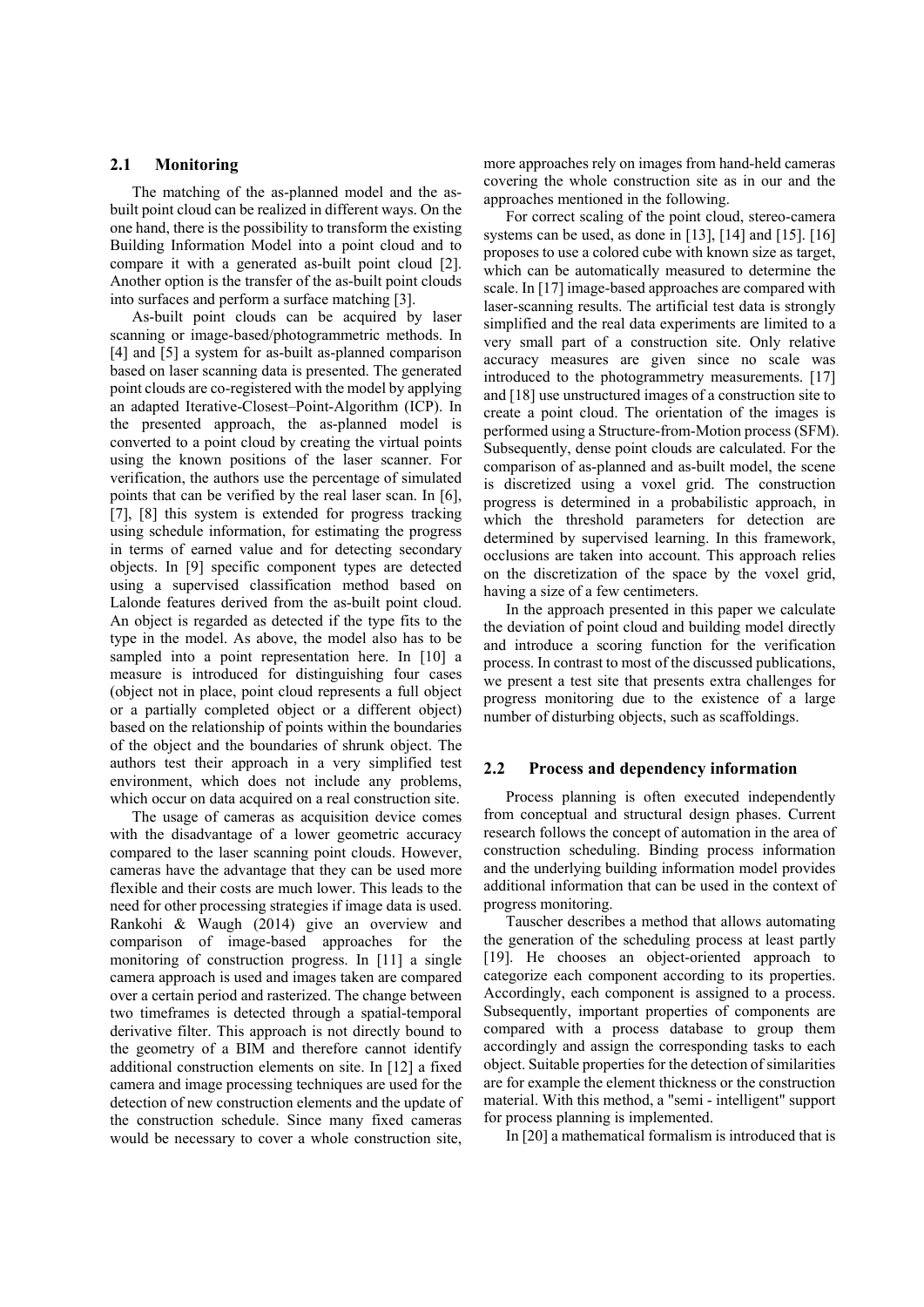## 2.1 Monitoring

The matching of the as-planned model and the as-built point cloud can be realized in different ways. On the one hand, there is the possibility to transform the existing Building Information Model into a point cloud and to compare it with a generated as-built point cloud [2]. Another option is the transfer of the as-built point clouds into surfaces and perform a surface matching [3].

As-built point clouds can be acquired by laser scanning or image-based/photogrammetric methods. In [4] and [5] a system for as-built as-planned comparison based on laser scanning data is presented. The generated point clouds are co-registered with the model by applying an adapted Iterative-Closest–Point-Algorithm (ICP). In the presented approach, the as-planned model is converted to a point cloud by creating the virtual points using the known positions of the laser scanner. For verification, the authors use the percentage of simulated points that can be verified by the real laser scan. In [6], [7], [8] this system is extended for progress tracking using schedule information, for estimating the progress in terms of earned value and for detecting secondary objects. In [9] specific component types are detected using a supervised classification method based on Lalonde features derived from the as-built point cloud. An object is regarded as detected if the type fits to the type in the model. As above, the model also has to be sampled into a point representation here. In [10] a measure is introduced for distinguishing four cases (object not in place, point cloud represents a full object or a partially completed object or a different object) based on the relationship of points within the boundaries of the object and the boundaries of shrunk object. The authors test their approach in a very simplified test environment, which does not include any problems, which occur on data acquired on a real construction site.

The usage of cameras as acquisition device comes with the disadvantage of a lower geometric accuracy compared to the laser scanning point clouds. However, cameras have the advantage that they can be used more flexible and their costs are much lower. This leads to the need for other processing strategies if image data is used. Rankohi & Waugh (2014) give an overview and comparison of image-based approaches for the monitoring of construction progress. In [11] a single camera approach is used and images taken are compared over a certain period and rasterized. The change between two timeframes is detected through a spatial-temporal derivative filter. This approach is not directly bound to the geometry of a BIM and therefore cannot identify additional construction elements on site. In [12] a fixed camera and image processing techniques are used for the detection of new construction elements and the update of the construction schedule. Since many fixed cameras would be necessary to cover a whole construction site, more approaches rely on images from hand-held cameras covering the whole construction site as in our and the approaches mentioned in the following.

For correct scaling of the point cloud, stereo-camera systems can be used, as done in [13], [14] and [15]. [16] proposes to use a colored cube with known size as target, which can be automatically measured to determine the scale. In [17] image-based approaches are compared with laser-scanning results. The artificial test data is strongly simplified and the real data experiments are limited to a very small part of a construction site. Only relative accuracy measures are given since no scale was introduced to the photogrammetry measurements. [17] and [18] use unstructured images of a construction site to create a point cloud. The orientation of the images is performed using a Structure-from-Motion process (SFM). Subsequently, dense point clouds are calculated. For the comparison of as-planned and as-built model, the scene is discretized using a voxel grid. The construction progress is determined in a probabilistic approach, in which the threshold parameters for detection are determined by supervised learning. In this framework, occlusions are taken into account. This approach relies on the discretization of the space by the voxel grid, having a size of a few centimeters.

In the approach presented in this paper we calculate the deviation of point cloud and building model directly and introduce a scoring function for the verification process. In contrast to most of the discussed publications, we present a test site that presents extra challenges for progress monitoring due to the existence of a large number of disturbing objects, such as scaffoldings.

## 2.2 Process and dependency information

Process planning is often executed independently from conceptual and structural design phases. Current research follows the concept of automation in the area of construction scheduling. Binding process information and the underlying building information model provides additional information that can be used in the context of progress monitoring.

Tauscher describes a method that allows automating the generation of the scheduling process at least partly [19]. He chooses an object-oriented approach to categorize each component according to its properties. Accordingly, each component is assigned to a process. Subsequently, important properties of components are compared with a process database to group them accordingly and assign the corresponding tasks to each object. Suitable properties for the detection of similarities are for example the element thickness or the construction material. With this method, a "semi - intelligent" support for process planning is implemented.

In [20] a mathematical formalism is introduced that is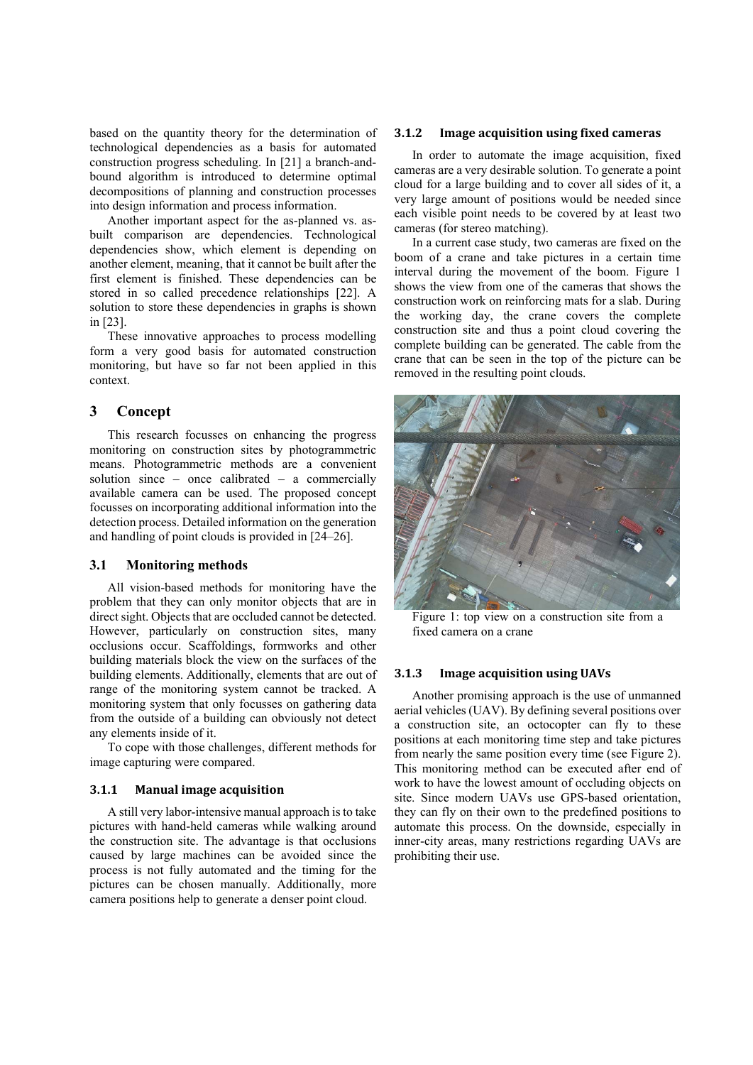based on the quantity theory for the determination of technological dependencies as a basis for automated construction progress scheduling. In [21] a branch-and-bound algorithm is introduced to determine optimal decompositions of planning and construction processes into design information and process information.

Another important aspect for the as-planned vs. as-built comparison are dependencies. Technological dependencies show, which element is depending on another element, meaning, that it cannot be built after the first element is finished. These dependencies can be stored in so called precedence relationships [22]. A solution to store these dependencies in graphs is shown in [23].

These innovative approaches to process modelling form a very good basis for automated construction monitoring, but have so far not been applied in this context.

## 3 Concept

This research focusses on enhancing the progress monitoring on construction sites by photogrammetric means. Photogrammetric methods are a convenient solution since – once calibrated – a commercially available camera can be used. The proposed concept focusses on incorporating additional information into the detection process. Detailed information on the generation and handling of point clouds is provided in [24–26].

### 3.1 Monitoring methods

All vision-based methods for monitoring have the problem that they can only monitor objects that are in direct sight. Objects that are occluded cannot be detected. However, particularly on construction sites, many occlusions occur. Scaffoldings, formworks and other building materials block the view on the surfaces of the building elements. Additionally, elements that are out of range of the monitoring system cannot be tracked. A monitoring system that only focusses on gathering data from the outside of a building can obviously not detect any elements inside of it.

To cope with those challenges, different methods for image capturing were compared.

#### 3.1.1 Manual image acquisition

A still very labor-intensive manual approach is to take pictures with hand-held cameras while walking around the construction site. The advantage is that occlusions caused by large machines can be avoided since the process is not fully automated and the timing for the pictures can be chosen manually. Additionally, more camera positions help to generate a denser point cloud.

#### 3.1.2 Image acquisition using fixed cameras

In order to automate the image acquisition, fixed cameras are a very desirable solution. To generate a point cloud for a large building and to cover all sides of it, a very large amount of positions would be needed since each visible point needs to be covered by at least two cameras (for stereo matching).

In a current case study, two cameras are fixed on the boom of a crane and take pictures in a certain time interval during the movement of the boom. Figure 1 shows the view from one of the cameras that shows the construction work on reinforcing mats for a slab. During the working day, the crane covers the complete construction site and thus a point cloud covering the complete building can be generated. The cable from the crane that can be seen in the top of the picture can be removed in the resulting point clouds.

Figure 1: top view on a construction site from a fixed camera on a crane

#### 3.1.3 Image acquisition using UAVs

Another promising approach is the use of unmanned aerial vehicles (UAV). By defining several positions over a construction site, an octocopter can fly to these positions at each monitoring time step and take pictures from nearly the same position every time (see Figure 2). This monitoring method can be executed after end of work to have the lowest amount of occluding objects on site. Since modern UAVs use GPS-based orientation, they can fly on their own to the predefined positions to automate this process. On the downside, especially in inner-city areas, many restrictions regarding UAVs are prohibiting their use.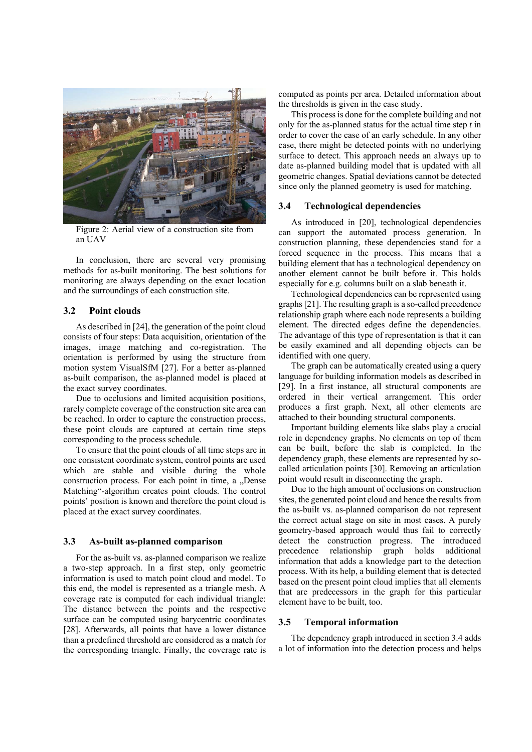Figure 2: Aerial view of a construction site from an UAV

In conclusion, there are several very promising methods for as-built monitoring. The best solutions for monitoring are always depending on the exact location and the surroundings of each construction site.

### 3.2 Point clouds

As described in [24], the generation of the point cloud consists of four steps: Data acquisition, orientation of the images, image matching and co-registration. The orientation is performed by using the structure from motion system VisualSfM [27]. For a better as-planned as-built comparison, the as-planned model is placed at the exact survey coordinates.

Due to occlusions and limited acquisition positions, rarely complete coverage of the construction site area can be reached. In order to capture the construction process, these point clouds are captured at certain time steps corresponding to the process schedule.

To ensure that the point clouds of all time steps are in one consistent coordinate system, control points are used which are stable and visible during the whole construction process. For each point in time, a „Dense Matching"-algorithm creates point clouds. The control points' position is known and therefore the point cloud is placed at the exact survey coordinates.

### 3.3 As-built as-planned comparison

For the as-built vs. as-planned comparison we realize a two-step approach. In a first step, only geometric information is used to match point cloud and model. To this end, the model is represented as a triangle mesh. A coverage rate is computed for each individual triangle: The distance between the points and the respective surface can be computed using barycentric coordinates [28]. Afterwards, all points that have a lower distance than a predefined threshold are considered as a match for the corresponding triangle. Finally, the coverage rate is computed as points per area. Detailed information about the thresholds is given in the case study.

This process is done for the complete building and not only for the as-planned status for the actual time step $t$ in order to cover the case of an early schedule. In any other case, there might be detected points with no underlying surface to detect. This approach needs an always up to date as-planned building model that is updated with all geometric changes. Spatial deviations cannot be detected since only the planned geometry is used for matching.

### 3.4 Technological dependencies

As introduced in [20], technological dependencies can support the automated process generation. In construction planning, these dependencies stand for a forced sequence in the process. This means that a building element that has a technological dependency on another element cannot be built before it. This holds especially for e.g. columns built on a slab beneath it.

Technological dependencies can be represented using graphs [21]. The resulting graph is a so-called precedence relationship graph where each node represents a building element. The directed edges define the dependencies. The advantage of this type of representation is that it can be easily examined and all depending objects can be identified with one query.

The graph can be automatically created using a query language for building information models as described in [29]. In a first instance, all structural components are ordered in their vertical arrangement. This order produces a first graph. Next, all other elements are attached to their bounding structural components.

Important building elements like slabs play a crucial role in dependency graphs. No elements on top of them can be built, before the slab is completed. In the dependency graph, these elements are represented by so-called articulation points [30]. Removing an articulation point would result in disconnecting the graph.

Due to the high amount of occlusions on construction sites, the generated point cloud and hence the results from the as-built vs. as-planned comparison do not represent the correct actual stage on site in most cases. A purely geometry-based approach would thus fail to correctly detect the construction progress. The introduced precedence relationship graph holds additional information that adds a knowledge part to the detection process. With its help, a building element that is detected based on the present point cloud implies that all elements that are predecessors in the graph for this particular element have to be built, too.

### 3.5 Temporal information

The dependency graph introduced in section 3.4 adds a lot of information into the detection process and helps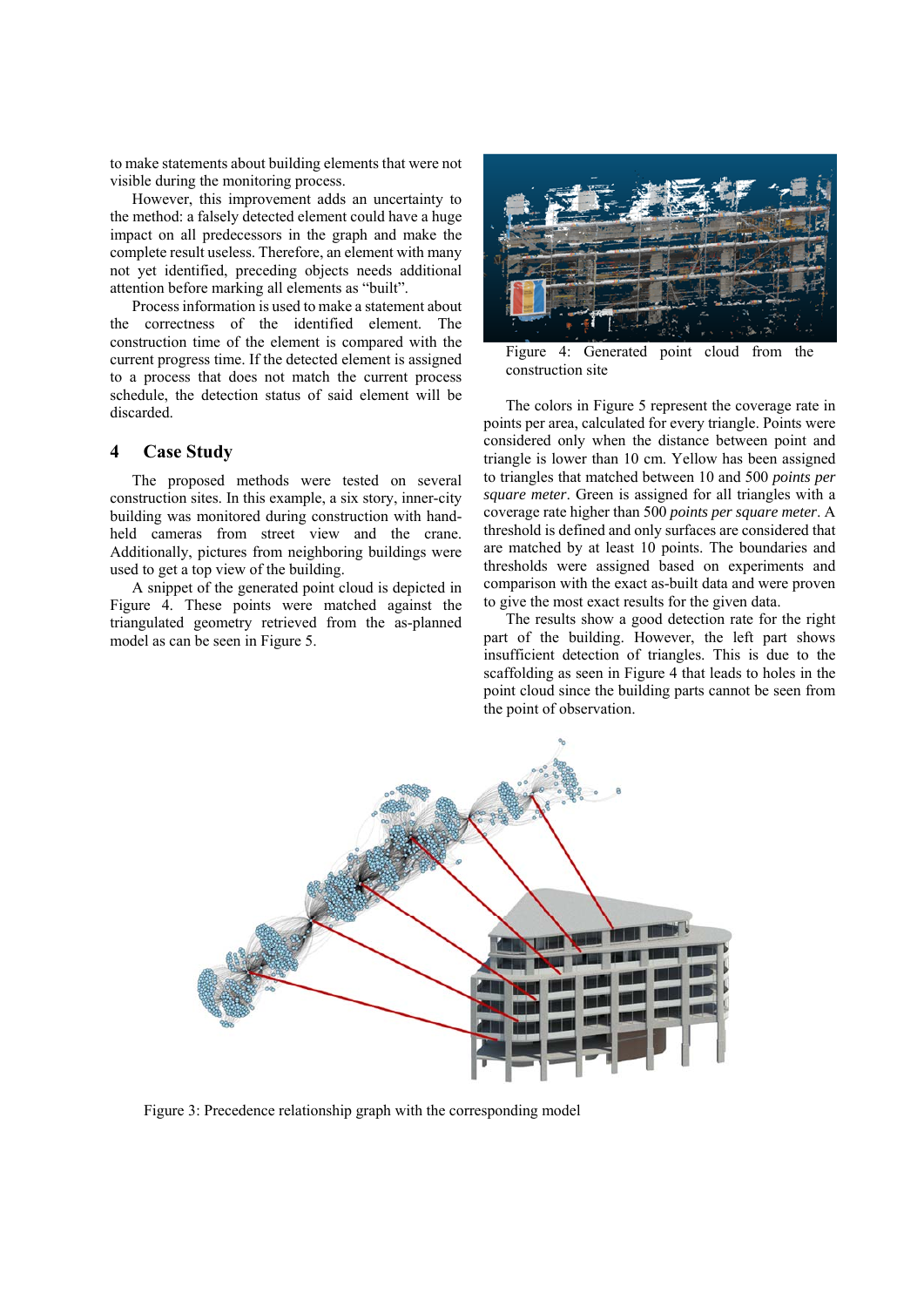to make statements about building elements that were not visible during the monitoring process.

However, this improvement adds an uncertainty to the method: a falsely detected element could have a huge impact on all predecessors in the graph and make the complete result useless. Therefore, an element with many not yet identified, preceding objects needs additional attention before marking all elements as "built".

Process information is used to make a statement about the correctness of the identified element. The construction time of the element is compared with the current progress time. If the detected element is assigned to a process that does not match the current process schedule, the detection status of said element will be discarded.

## 4 Case Study

The proposed methods were tested on several construction sites. In this example, a six story, inner-city building was monitored during construction with hand-held cameras from street view and the crane. Additionally, pictures from neighboring buildings were used to get a top view of the building.

A snippet of the generated point cloud is depicted in Figure 4. These points were matched against the triangulated geometry retrieved from the as-planned model as can be seen in Figure 5.

Figure 4: Generated point cloud from the construction site

The colors in Figure 5 represent the coverage rate in points per area, calculated for every triangle. Points were considered only when the distance between point and triangle is lower than 10 cm. Yellow has been assigned to triangles that matched between 10 and 500 *points per square meter*. Green is assigned for all triangles with a coverage rate higher than 500 *points per square meter*. A threshold is defined and only surfaces are considered that are matched by at least 10 points. The boundaries and thresholds were assigned based on experiments and comparison with the exact as-built data and were proven to give the most exact results for the given data.

The results show a good detection rate for the right part of the building. However, the left part shows insufficient detection of triangles. This is due to the scaffolding as seen in Figure 4 that leads to holes in the point cloud since the building parts cannot be seen from the point of observation.

Figure 3: Precedence relationship graph with the corresponding model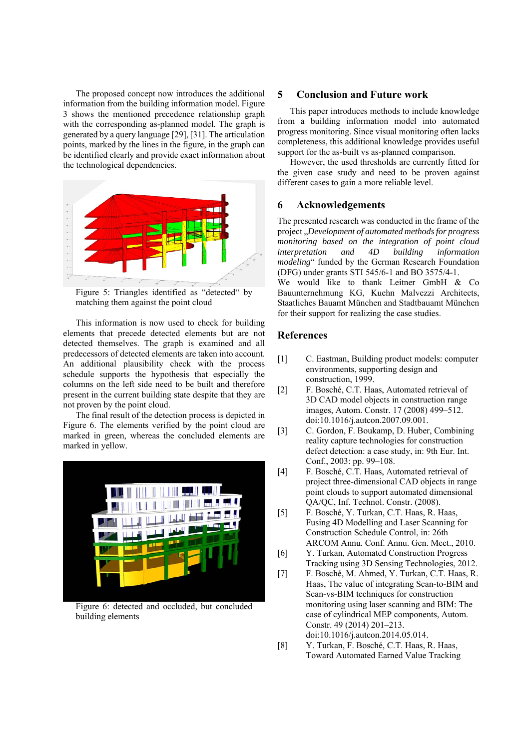The proposed concept now introduces the additional information from the building information model. Figure 3 shows the mentioned precedence relationship graph with the corresponding as-planned model. The graph is generated by a query language [29], [31]. The articulation points, marked by the lines in the figure, in the graph can be identified clearly and provide exact information about the technological dependencies.

Figure 5: Triangles identified as "detected" by matching them against the point cloud

This information is now used to check for building elements that precede detected elements but are not detected themselves. The graph is examined and all predecessors of detected elements are taken into account. An additional plausibility check with the process schedule supports the hypothesis that especially the columns on the left side need to be built and therefore present in the current building state despite that they are not proven by the point cloud.

The final result of the detection process is depicted in Figure 6. The elements verified by the point cloud are marked in green, whereas the concluded elements are marked in yellow.

Figure 6: detected and occluded, but concluded building elements

## 5 Conclusion and Future work

This paper introduces methods to include knowledge from a building information model into automated progress monitoring. Since visual monitoring often lacks completeness, this additional knowledge provides useful support for the as-built vs as-planned comparison.

However, the used thresholds are currently fitted for the given case study and need to be proven against different cases to gain a more reliable level.

## 6 Acknowledgements

The presented research was conducted in the frame of the project „*Development of automated methods for progress monitoring based on the integration of point cloud interpretation and 4D building information modeling*" funded by the German Research Foundation (DFG) under grants STI 545/6-1 and BO 3575/4-1.

We would like to thank Leitner GmbH & Co Bauunternehmung KG, Kuehn Malvezzi Architects, Staatliches Bauamt München and Stadtbauamt München for their support for realizing the case studies.

## References

[1] C. Eastman, Building product models: computer environments, supporting design and construction, 1999.

[2] F. Bosché, C.T. Haas, Automated retrieval of 3D CAD model objects in construction range images, Autom. Constr. 17 (2008) 499–512. doi:10.1016/j.autcon.2007.09.001.

[3] C. Gordon, F. Boukamp, D. Huber, Combining reality capture technologies for construction defect detection: a case study, in: 9th Eur. Int. Conf., 2003: pp. 99–108.

[4] F. Bosché, C.T. Haas, Automated retrieval of project three-dimensional CAD objects in range point clouds to support automated dimensional QA/QC, Inf. Technol. Constr. (2008).

[5] F. Bosché, Y. Turkan, C.T. Haas, R. Haas, Fusing 4D Modelling and Laser Scanning for Construction Schedule Control, in: 26th ARCOM Annu. Conf. Annu. Gen. Meet., 2010.

[6] Y. Turkan, Automated Construction Progress Tracking using 3D Sensing Technologies, 2012.

[7] F. Bosché, M. Ahmed, Y. Turkan, C.T. Haas, R. Haas, The value of integrating Scan-to-BIM and Scan-vs-BIM techniques for construction monitoring using laser scanning and BIM: The case of cylindrical MEP components, Autom. Constr. 49 (2014) 201–213. doi:10.1016/j.autcon.2014.05.014.

[8] Y. Turkan, F. Bosché, C.T. Haas, R. Haas, Toward Automated Earned Value Tracking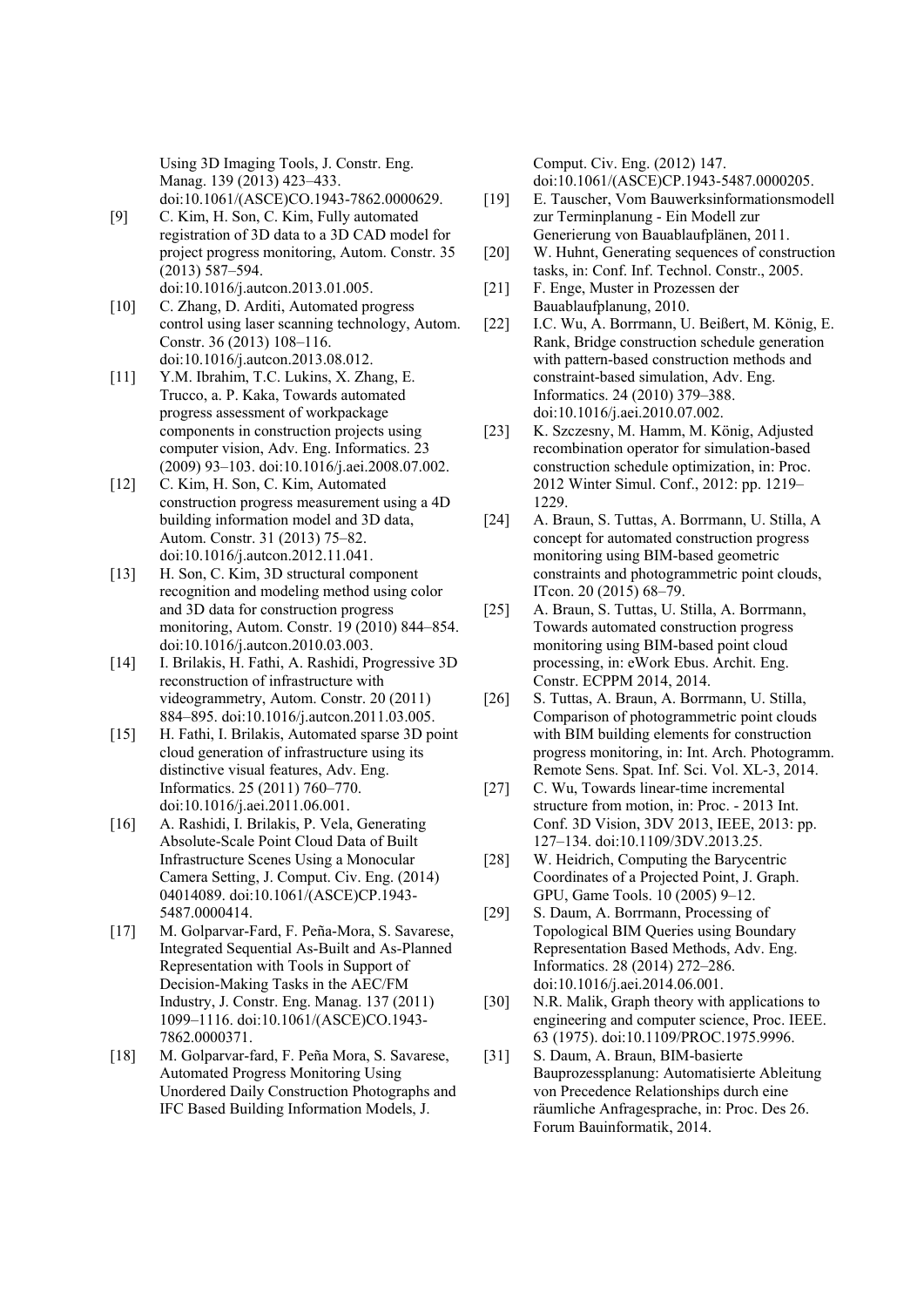Using 3D Imaging Tools, J. Constr. Eng. Manag. 139 (2013) 423–433. doi:10.1061/(ASCE)CO.1943-7862.0000629.

[9] C. Kim, H. Son, C. Kim, Fully automated registration of 3D data to a 3D CAD model for project progress monitoring, Autom. Constr. 35 (2013) 587–594. doi:10.1016/j.autcon.2013.01.005.

[10] C. Zhang, D. Arditi, Automated progress control using laser scanning technology, Autom. Constr. 36 (2013) 108–116. doi:10.1016/j.autcon.2013.08.012.

[11] Y.M. Ibrahim, T.C. Lukins, X. Zhang, E. Trucco, a. P. Kaka, Towards automated progress assessment of workpackage components in construction projects using computer vision, Adv. Eng. Informatics. 23 (2009) 93–103. doi:10.1016/j.aei.2008.07.002.

[12] C. Kim, H. Son, C. Kim, Automated construction progress measurement using a 4D building information model and 3D data, Autom. Constr. 31 (2013) 75–82. doi:10.1016/j.autcon.2012.11.041.

[13] H. Son, C. Kim, 3D structural component recognition and modeling method using color and 3D data for construction progress monitoring, Autom. Constr. 19 (2010) 844–854. doi:10.1016/j.autcon.2010.03.003.

[14] I. Brilakis, H. Fathi, A. Rashidi, Progressive 3D reconstruction of infrastructure with videogrammetry, Autom. Constr. 20 (2011) 884–895. doi:10.1016/j.autcon.2011.03.005.

[15] H. Fathi, I. Brilakis, Automated sparse 3D point cloud generation of infrastructure using its distinctive visual features, Adv. Eng. Informatics. 25 (2011) 760–770. doi:10.1016/j.aei.2011.06.001.

[16] A. Rashidi, I. Brilakis, P. Vela, Generating Absolute-Scale Point Cloud Data of Built Infrastructure Scenes Using a Monocular Camera Setting, J. Comput. Civ. Eng. (2014) 04014089. doi:10.1061/(ASCE)CP.1943-5487.0000414.

[17] M. Golparvar-Fard, F. Peña-Mora, S. Savarese, Integrated Sequential As-Built and As-Planned Representation with Tools in Support of Decision-Making Tasks in the AEC/FM Industry, J. Constr. Eng. Manag. 137 (2011) 1099–1116. doi:10.1061/(ASCE)CO.1943-7862.0000371.

[18] M. Golparvar-fard, F. Peña Mora, S. Savarese, Automated Progress Monitoring Using Unordered Daily Construction Photographs and IFC Based Building Information Models, J. Comput. Civ. Eng. (2012) 147. doi:10.1061/(ASCE)CP.1943-5487.0000205.

[19] E. Tauscher, Vom Bauwerksinformationsmodell zur Terminplanung - Ein Modell zur Generierung von Bauablaufplänen, 2011.

[20] W. Huhnt, Generating sequences of construction tasks, in: Conf. Inf. Technol. Constr., 2005.

[21] F. Enge, Muster in Prozessen der Bauablaufplanung, 2010.

[22] I.C. Wu, A. Borrmann, U. Beißert, M. König, E. Rank, Bridge construction schedule generation with pattern-based construction methods and constraint-based simulation, Adv. Eng. Informatics. 24 (2010) 379–388. doi:10.1016/j.aei.2010.07.002.

[23] K. Szczesny, M. Hamm, M. König, Adjusted recombination operator for simulation-based construction schedule optimization, in: Proc. 2012 Winter Simul. Conf., 2012: pp. 1219–1229.

[24] A. Braun, S. Tuttas, A. Borrmann, U. Stilla, A concept for automated construction progress monitoring using BIM-based geometric constraints and photogrammetric point clouds, ITcon. 20 (2015) 68–79.

[25] A. Braun, S. Tuttas, U. Stilla, A. Borrmann, Towards automated construction progress monitoring using BIM-based point cloud processing, in: eWork Ebus. Archit. Eng. Constr. ECPPM 2014, 2014.

[26] S. Tuttas, A. Braun, A. Borrmann, U. Stilla, Comparison of photogrammetric point clouds with BIM building elements for construction progress monitoring, in: Int. Arch. Photogramm. Remote Sens. Spat. Inf. Sci. Vol. XL-3, 2014.

[27] C. Wu, Towards linear-time incremental structure from motion, in: Proc. - 2013 Int. Conf. 3D Vision, 3DV 2013, IEEE, 2013: pp. 127–134. doi:10.1109/3DV.2013.25.

[28] W. Heidrich, Computing the Barycentric Coordinates of a Projected Point, J. Graph. GPU, Game Tools. 10 (2005) 9–12.

[29] S. Daum, A. Borrmann, Processing of Topological BIM Queries using Boundary Representation Based Methods, Adv. Eng. Informatics. 28 (2014) 272–286. doi:10.1016/j.aei.2014.06.001.

[30] N.R. Malik, Graph theory with applications to engineering and computer science, Proc. IEEE. 63 (1975). doi:10.1109/PROC.1975.9996.

[31] S. Daum, A. Braun, BIM-basierte Bauprozessplanung: Automatisierte Ableitung von Precedence Relationships durch eine räumliche Anfragesprache, in: Proc. Des 26. Forum Bauinformatik, 2014.